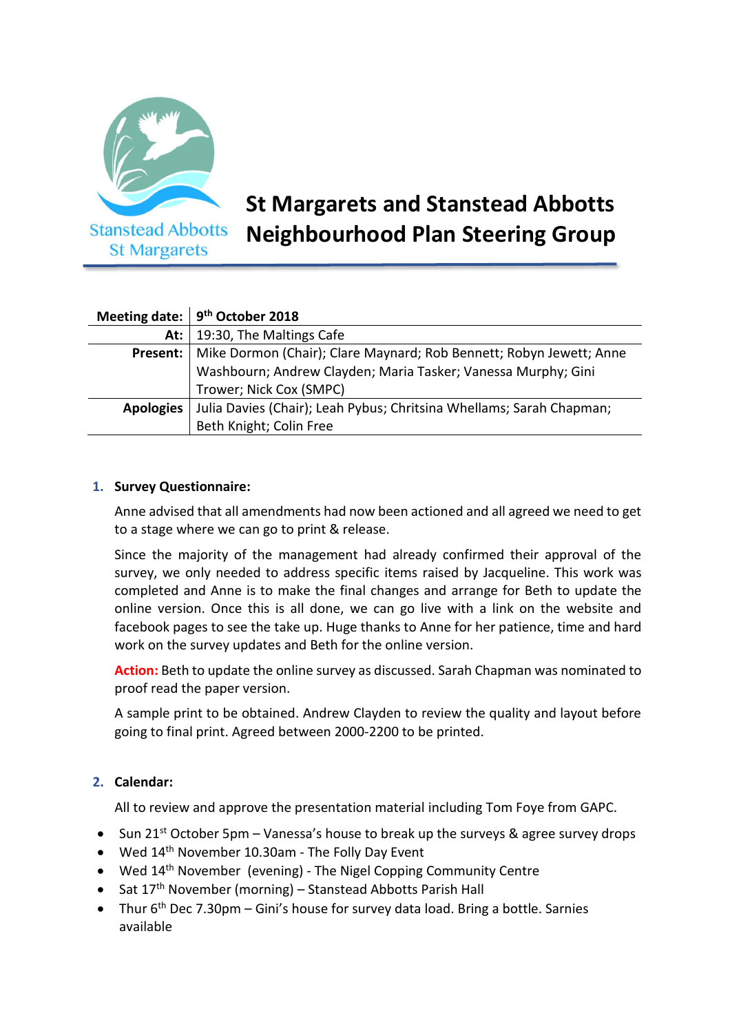Stanstead Abbotts St Margarets

# St Margarets and Stanstead Abbotts Neighbourhood Plan Steering Group

| | |
|---|---|
| **Meeting date:** | **9th October 2018** |
| **At:** | 19:30, The Maltings Cafe |
| **Present:** | Mike Dormon (Chair); Clare Maynard; Rob Bennett; Robyn Jewett; Anne Washbourn; Andrew Clayden; Maria Tasker; Vanessa Murphy; Gini Trower; Nick Cox (SMPC) |
| **Apologies** | Julia Davies (Chair); Leah Pybus; Chritsina Whellams; Sarah Chapman; Beth Knight; Colin Free |

1. **Survey Questionnaire:**

   Anne advised that all amendments had now been actioned and all agreed we need to get to a stage where we can go to print & release.

   Since the majority of the management had already confirmed their approval of the survey, we only needed to address specific items raised by Jacqueline. This work was completed and Anne is to make the final changes and arrange for Beth to update the online version. Once this is all done, we can go live with a link on the website and facebook pages to see the take up. Huge thanks to Anne for her patience, time and hard work on the survey updates and Beth for the online version.

   **Action:** Beth to update the online survey as discussed. Sarah Chapman was nominated to proof read the paper version.

   A sample print to be obtained. Andrew Clayden to review the quality and layout before going to final print. Agreed between 2000-2200 to be printed.

2. **Calendar:**

   All to review and approve the presentation material including Tom Foye from GAPC.

- Sun 21st October 5pm – Vanessa's house to break up the surveys & agree survey drops
- Wed 14th November 10.30am - The Folly Day Event
- Wed 14th November (evening) - The Nigel Copping Community Centre
- Sat 17th November (morning) – Stanstead Abbotts Parish Hall
- Thur 6th Dec 7.30pm – Gini's house for survey data load. Bring a bottle. Sarnies available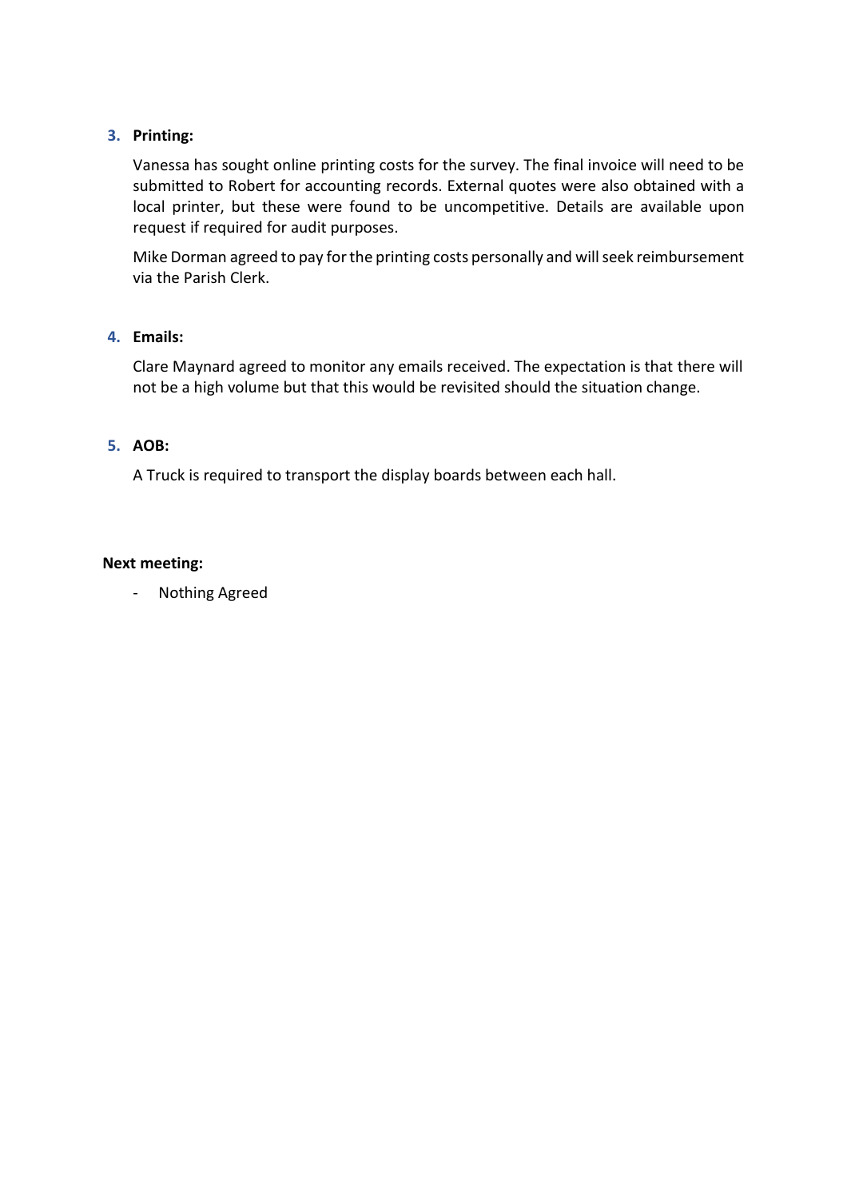3. **Printing:**

   Vanessa has sought online printing costs for the survey. The final invoice will need to be submitted to Robert for accounting records. External quotes were also obtained with a local printer, but these were found to be uncompetitive. Details are available upon request if required for audit purposes.

   Mike Dorman agreed to pay for the printing costs personally and will seek reimbursement via the Parish Clerk.

4. **Emails:**

   Clare Maynard agreed to monitor any emails received. The expectation is that there will not be a high volume but that this would be revisited should the situation change.

5. **AOB:**

   A Truck is required to transport the display boards between each hall.

**Next meeting:**

- Nothing Agreed